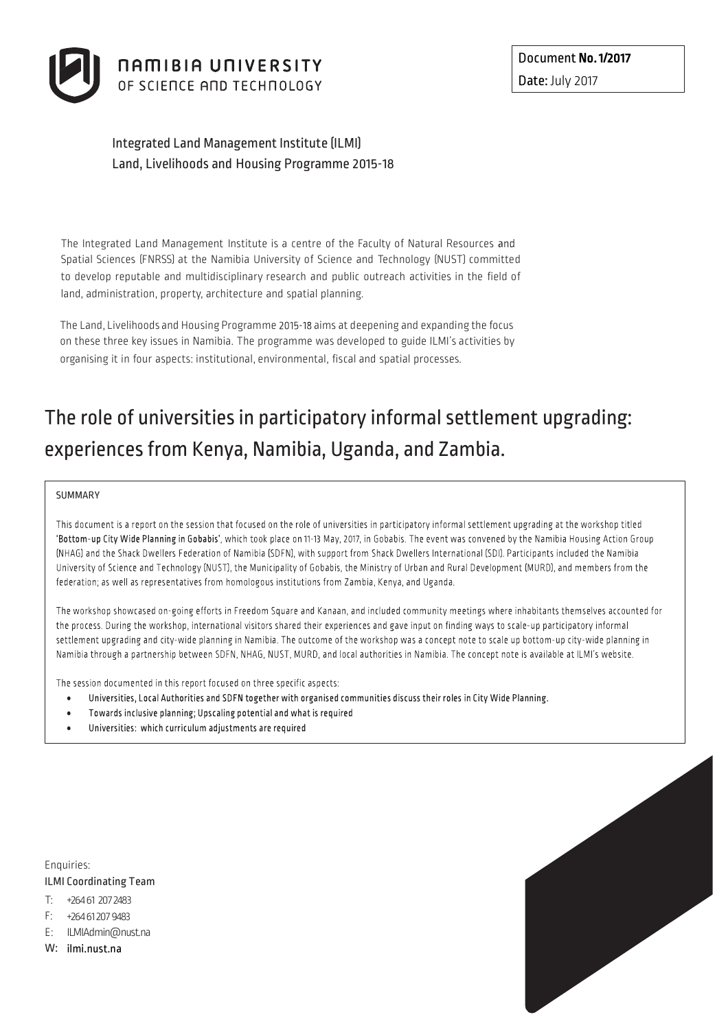NAMIBIA UNIVERSITY OF SCIENCE AND TECHNOLOGY

Document **No. 1/2017**
Date: July 2017

Integrated Land Management Institute (ILMI)
Land, Livelihoods and Housing Programme 2015-18

The Integrated Land Management Institute is a centre of the Faculty of Natural Resources and Spatial Sciences (FNRSS) at the Namibia University of Science and Technology (NUST) committed to develop reputable and multidisciplinary research and public outreach activities in the field of land, administration, property, architecture and spatial planning.

The Land, Livelihoods and Housing Programme 2015-18 aims at deepening and expanding the focus on these three key issues in Namibia. The programme was developed to guide ILMI's activities by organising it in four aspects: institutional, environmental, fiscal and spatial processes.

# The role of universities in participatory informal settlement upgrading: experiences from Kenya, Namibia, Uganda, and Zambia.

SUMMARY

This document is a report on the session that focused on the role of universities in participatory informal settlement upgrading at the workshop titled **'Bottom-up City Wide Planning in Gobabis'**, which took place on 11-13 May, 2017, in Gobabis. The event was convened by the Namibia Housing Action Group (NHAG) and the Shack Dwellers Federation of Namibia (SDFN), with support from Shack Dwellers International (SDI). Participants included the Namibia University of Science and Technology (NUST), the Municipality of Gobabis, the Ministry of Urban and Rural Development (MURD), and members from the federation; as well as representatives from homologous institutions from Zambia, Kenya, and Uganda.

The workshop showcased on-going efforts in Freedom Square and Kanaan, and included community meetings where inhabitants themselves accounted for the process. During the workshop, international visitors shared their experiences and gave input on finding ways to scale-up participatory informal settlement upgrading and city-wide planning in Namibia. The outcome of the workshop was a concept note to scale up bottom-up city-wide planning in Namibia through a partnership between SDFN, NHAG, NUST, MURD, and local authorities in Namibia. The concept note is available at ILMI's website.

The session documented in this report focused on three specific aspects:

- Universities, Local Authorities and SDFN together with organised communities discuss their roles in City Wide Planning.
- Towards inclusive planning; Upscaling potential and what is required
- Universities: which curriculum adjustments are required

Enquiries:
ILMI Coordinating Team
T: +264 61 207 2483
F: +264 61 207 9483
E: ILMIAdmin@nust.na
W: ilmi.nust.na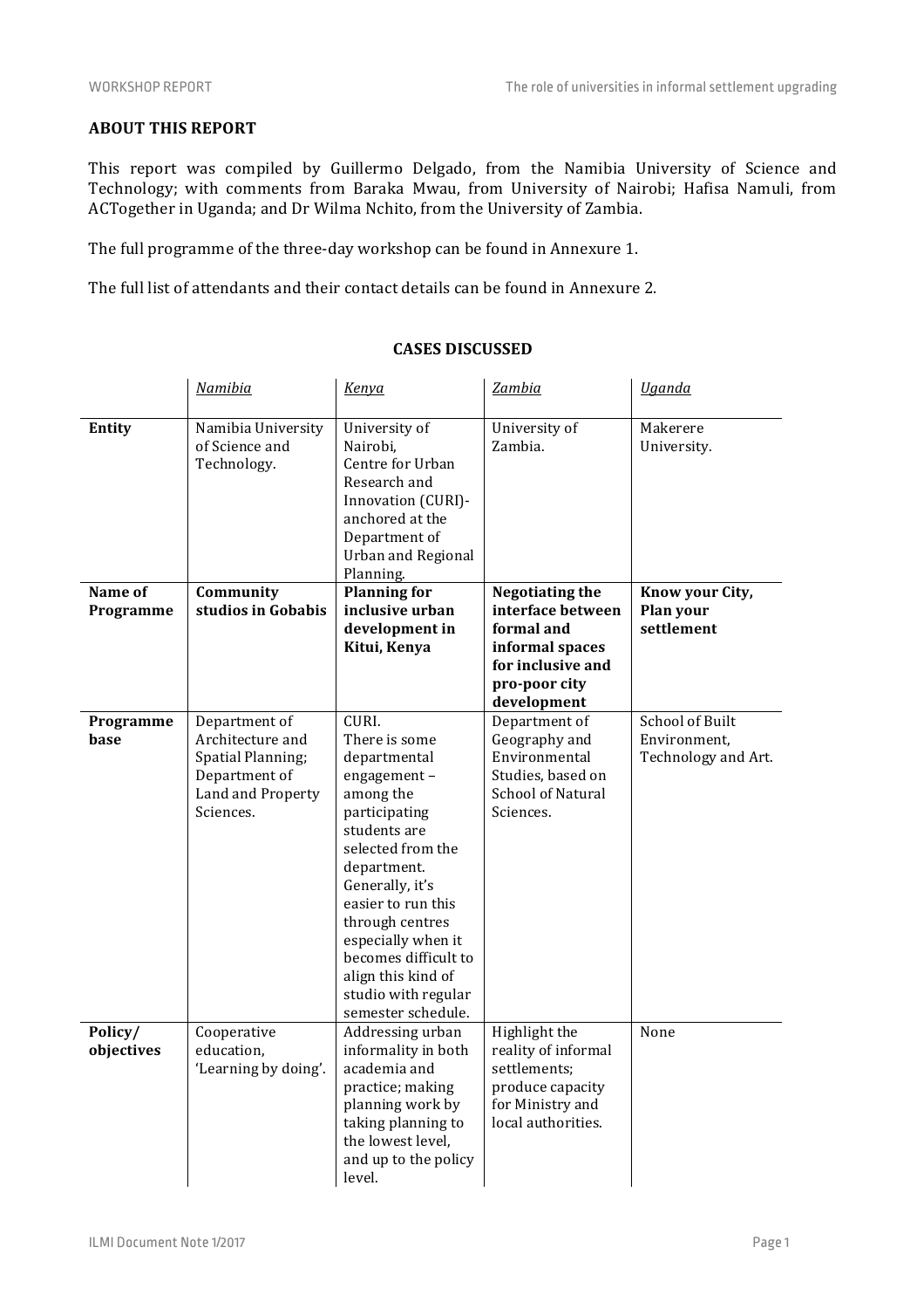## ABOUT THIS REPORT

This report was compiled by Guillermo Delgado, from the Namibia University of Science and Technology; with comments from Baraka Mwau, from University of Nairobi; Hafisa Namuli, from ACTogether in Uganda; and Dr Wilma Nchito, from the University of Zambia.

The full programme of the three-day workshop can be found in Annexure 1.

The full list of attendants and their contact details can be found in Annexure 2.

## CASES DISCUSSED

| | *Namibia* | *Kenya* | *Zambia* | *Uganda* |
|---|---|---|---|---|
| **Entity** | Namibia University of Science and Technology. | University of Nairobi, Centre for Urban Research and Innovation (CURI)- anchored at the Department of Urban and Regional Planning. | University of Zambia. | Makerere University. |
| **Name of Programme** | **Community studios in Gobabis** | **Planning for inclusive urban development in Kitui, Kenya** | **Negotiating the interface between formal and informal spaces for inclusive and pro-poor city development** | **Know your City, Plan your settlement** |
| **Programme base** | Department of Architecture and Spatial Planning; Department of Land and Property Sciences. | CURI. There is some departmental engagement – among the participating students are selected from the department. Generally, it's easier to run this through centres especially when it becomes difficult to align this kind of studio with regular semester schedule. | Department of Geography and Environmental Studies, based on School of Natural Sciences. | School of Built Environment, Technology and Art. |
| **Policy/ objectives** | Cooperative education, 'Learning by doing'. | Addressing urban informality in both academia and practice; making planning work by taking planning to the lowest level, and up to the policy level. | Highlight the reality of informal settlements; produce capacity for Ministry and local authorities. | None |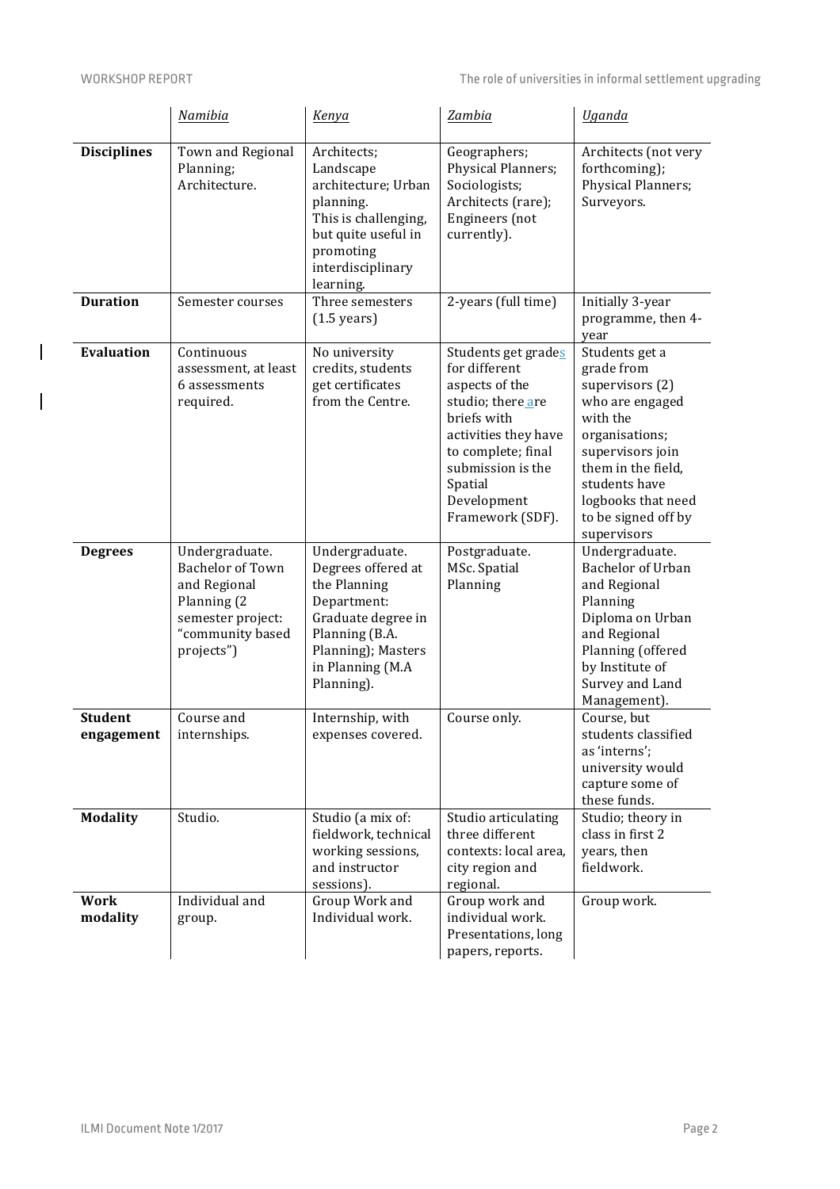| | *Namibia* | *Kenya* | *Zambia* | *Uganda* |
|---|---|---|---|---|
| **Disciplines** | Town and Regional Planning; Architecture. | Architects; Landscape architecture; Urban planning. This is challenging, but quite useful in promoting interdisciplinary learning. | Geographers; Physical Planners; Sociologists; Architects (rare); Engineers (not currently). | Architects (not very forthcoming); Physical Planners; Surveyors. |
| **Duration** | Semester courses | Three semesters (1.5 years) | 2-years (full time) | Initially 3-year programme, then 4-year |
| **Evaluation** | Continuous assessment, at least 6 assessments required. | No university credits, students get certificates from the Centre. | Students get grades for different aspects of the studio; there are briefs with activities they have to complete; final submission is the Spatial Development Framework (SDF). | Students get a grade from supervisors (2) who are engaged with the organisations; supervisors join them in the field, students have logbooks that need to be signed off by supervisors |
| **Degrees** | Undergraduate. Bachelor of Town and Regional Planning (2 semester project: "community based projects") | Undergraduate. Degrees offered at the Planning Department: Graduate degree in Planning (B.A. Planning); Masters in Planning (M.A Planning). | Postgraduate. MSc. Spatial Planning | Undergraduate. Bachelor of Urban and Regional Planning Diploma on Urban and Regional Planning (offered by Institute of Survey and Land Management). |
| **Student engagement** | Course and internships. | Internship, with expenses covered. | Course only. | Course, but students classified as 'interns'; university would capture some of these funds. |
| **Modality** | Studio. | Studio (a mix of: fieldwork, technical working sessions, and instructor sessions). | Studio articulating three different contexts: local area, city region and regional. | Studio; theory in class in first 2 years, then fieldwork. |
| **Work modality** | Individual and group. | Group Work and Individual work. | Group work and individual work. Presentations, long papers, reports. | Group work. |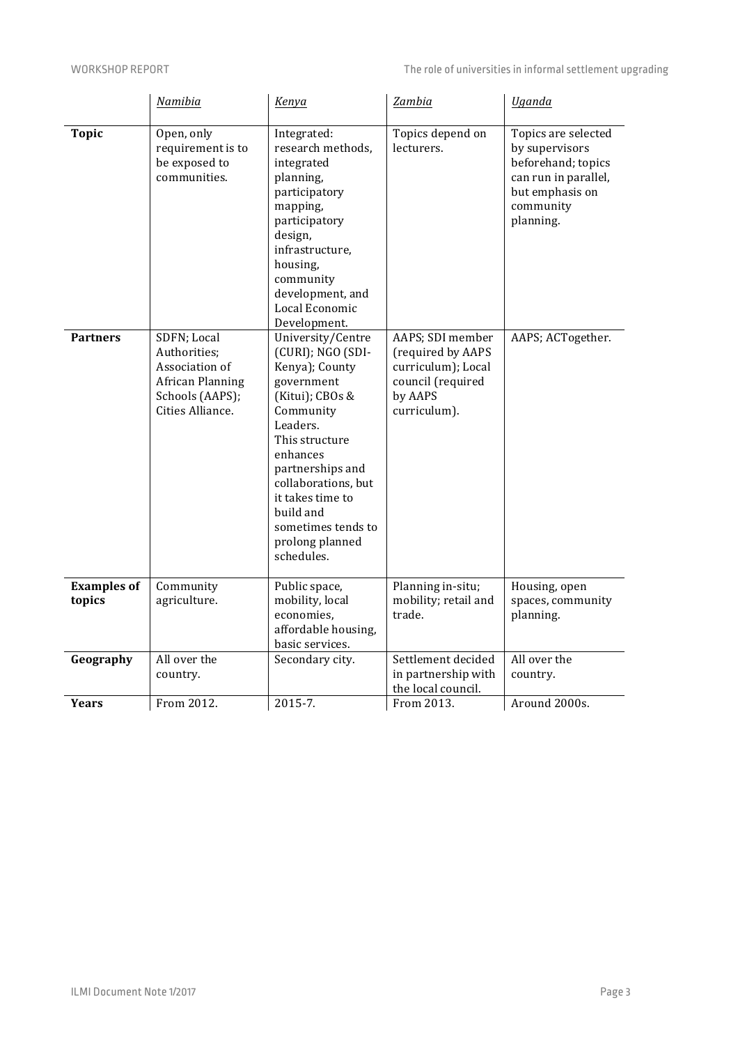| | *Namibia* | *Kenya* | *Zambia* | *Uganda* |
|---|---|---|---|---|
| **Topic** | Open, only requirement is to be exposed to communities. | Integrated: research methods, integrated planning, participatory mapping, participatory design, infrastructure, housing, community development, and Local Economic Development. | Topics depend on lecturers. | Topics are selected by supervisors beforehand; topics can run in parallel, but emphasis on community planning. |
| **Partners** | SDFN; Local Authorities; Association of African Planning Schools (AAPS); Cities Alliance. | University/Centre (CURI); NGO (SDI-Kenya); County government (Kitui); CBOs & Community Leaders. This structure enhances partnerships and collaborations, but it takes time to build and sometimes tends to prolong planned schedules. | AAPS; SDI member (required by AAPS curriculum); Local council (required by AAPS curriculum). | AAPS; ACTogether. |
| **Examples of topics** | Community agriculture. | Public space, mobility, local economies, affordable housing, basic services. | Planning in-situ; mobility; retail and trade. | Housing, open spaces, community planning. |
| **Geography** | All over the country. | Secondary city. | Settlement decided in partnership with the local council. | All over the country. |
| **Years** | From 2012. | 2015-7. | From 2013. | Around 2000s. |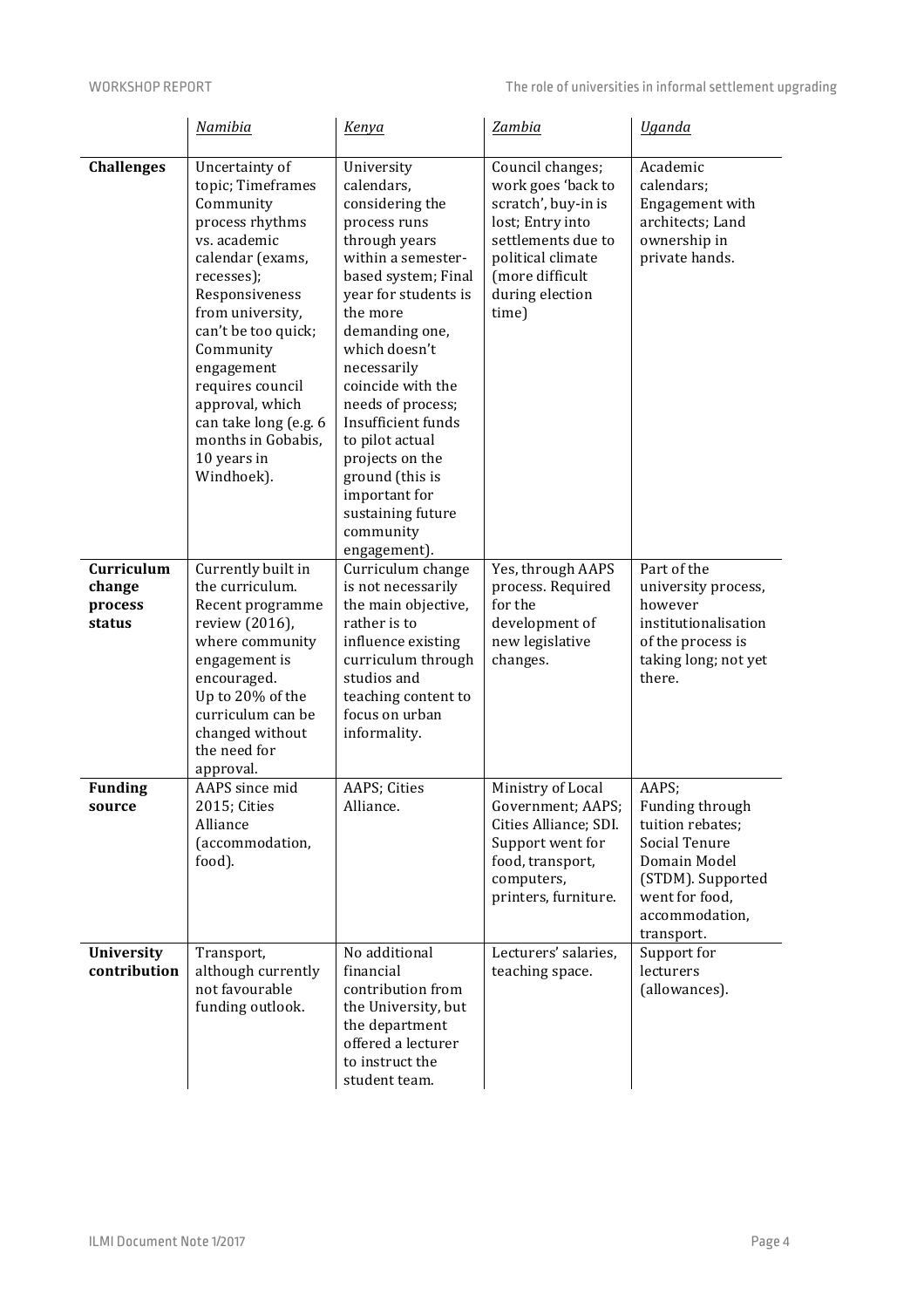| | *Namibia* | *Kenya* | *Zambia* | *Uganda* |
|---|---|---|---|---|
| **Challenges** | Uncertainty of topic; Timeframes Community process rhythms vs. academic calendar (exams, recesses); Responsiveness from university, can't be too quick; Community engagement requires council approval, which can take long (e.g. 6 months in Gobabis, 10 years in Windhoek). | University calendars, considering the process runs through years within a semester-based system; Final year for students is the more demanding one, which doesn't necessarily coincide with the needs of process; Insufficient funds to pilot actual projects on the ground (this is important for sustaining future community engagement). | Council changes; work goes 'back to scratch', buy-in is lost; Entry into settlements due to political climate (more difficult during election time) | Academic calendars; Engagement with architects; Land ownership in private hands. |
| **Curriculum change process status** | Currently built in the curriculum. Recent programme review (2016), where community engagement is encouraged. Up to 20% of the curriculum can be changed without the need for approval. | Curriculum change is not necessarily the main objective, rather is to influence existing curriculum through studios and teaching content to focus on urban informality. | Yes, through AAPS process. Required for the development of new legislative changes. | Part of the university process, however institutionalisation of the process is taking long; not yet there. |
| **Funding source** | AAPS since mid 2015; Cities Alliance (accommodation, food). | AAPS; Cities Alliance. | Ministry of Local Government; AAPS; Cities Alliance; SDI. Support went for food, transport, computers, printers, furniture. | AAPS; Funding through tuition rebates; Social Tenure Domain Model (STDM). Supported went for food, accommodation, transport. |
| **University contribution** | Transport, although currently not favourable funding outlook. | No additional financial contribution from the University, but the department offered a lecturer to instruct the student team. | Lecturers' salaries, teaching space. | Support for lecturers (allowances). |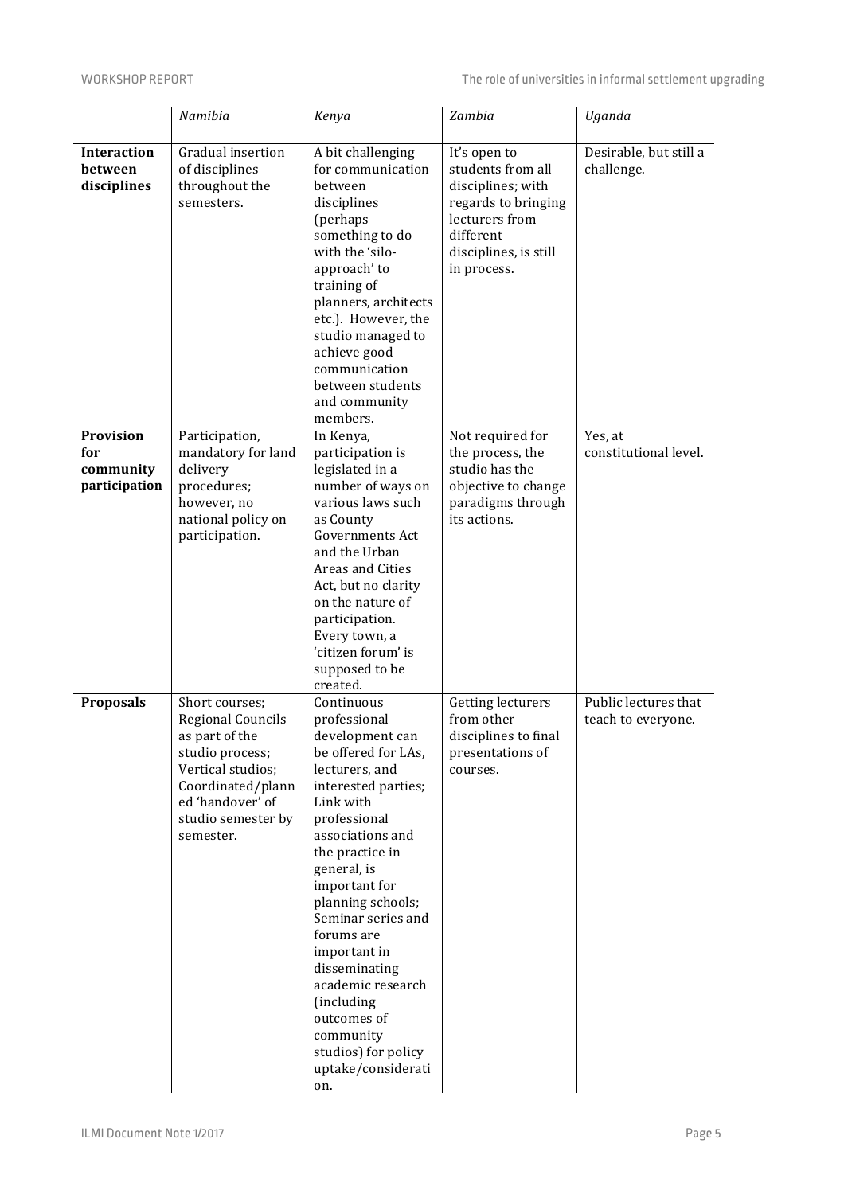| | *Namibia* | *Kenya* | *Zambia* | *Uganda* |
|---|---|---|---|---|
| **Interaction between disciplines** | Gradual insertion of disciplines throughout the semesters. | A bit challenging for communication between disciplines (perhaps something to do with the 'silo-approach' to training of planners, architects etc.). However, the studio managed to achieve good communication between students and community members. | It's open to students from all disciplines; with regards to bringing lecturers from different disciplines, is still in process. | Desirable, but still a challenge. |
| **Provision for community participation** | Participation, mandatory for land delivery procedures; however, no national policy on participation. | In Kenya, participation is legislated in a number of ways on various laws such as County Governments Act and the Urban Areas and Cities Act, but no clarity on the nature of participation. Every town, a 'citizen forum' is supposed to be created. | Not required for the process, the studio has the objective to change paradigms through its actions. | Yes, at constitutional level. |
| **Proposals** | Short courses; Regional Councils as part of the studio process; Vertical studios; Coordinated/planned 'handover' of studio semester by semester. | Continuous professional development can be offered for LAs, lecturers, and interested parties; Link with professional associations and the practice in general, is important for planning schools; Seminar series and forums are important in disseminating academic research (including outcomes of community studios) for policy uptake/consideration. | Getting lecturers from other disciplines to final presentations of courses. | Public lectures that teach to everyone. |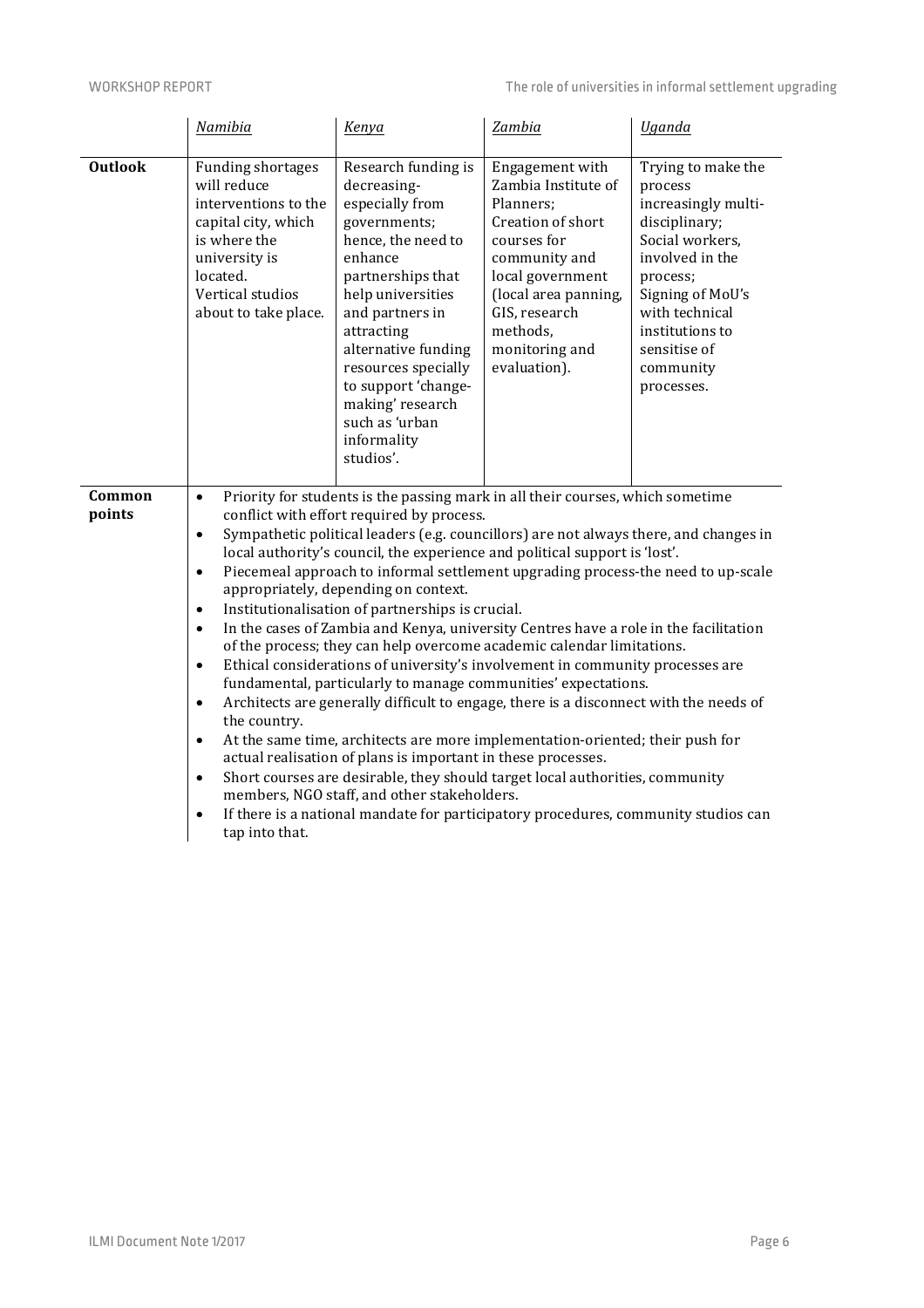| | *Namibia* | *Kenya* | *Zambia* | *Uganda* |
|---|---|---|---|---|
| **Outlook** | Funding shortages will reduce interventions to the capital city, which is where the university is located. Vertical studios about to take place. | Research funding is decreasing- especially from governments; hence, the need to enhance partnerships that help universities and partners in attracting alternative funding resources specially to support 'change-making' research such as 'urban informality studios'. | Engagement with Zambia Institute of Planners; Creation of short courses for community and local government (local area panning, GIS, research methods, monitoring and evaluation). | Trying to make the process increasingly multi-disciplinary; Social workers, involved in the process; Signing of MoU's with technical institutions to sensitise of community processes. |
| **Common points** | • Priority for students is the passing mark in all their courses, which sometime conflict with effort required by process.<br>• Sympathetic political leaders (e.g. councillors) are not always there, and changes in local authority's council, the experience and political support is 'lost'.<br>• Piecemeal approach to informal settlement upgrading process-the need to up-scale appropriately, depending on context.<br>• Institutionalisation of partnerships is crucial.<br>• In the cases of Zambia and Kenya, university Centres have a role in the facilitation of the process; they can help overcome academic calendar limitations.<br>• Ethical considerations of university's involvement in community processes are fundamental, particularly to manage communities' expectations.<br>• Architects are generally difficult to engage, there is a disconnect with the needs of the country.<br>• At the same time, architects are more implementation-oriented; their push for actual realisation of plans is important in these processes.<br>• Short courses are desirable, they should target local authorities, community members, NGO staff, and other stakeholders.<br>• If there is a national mandate for participatory procedures, community studios can tap into that. | | | |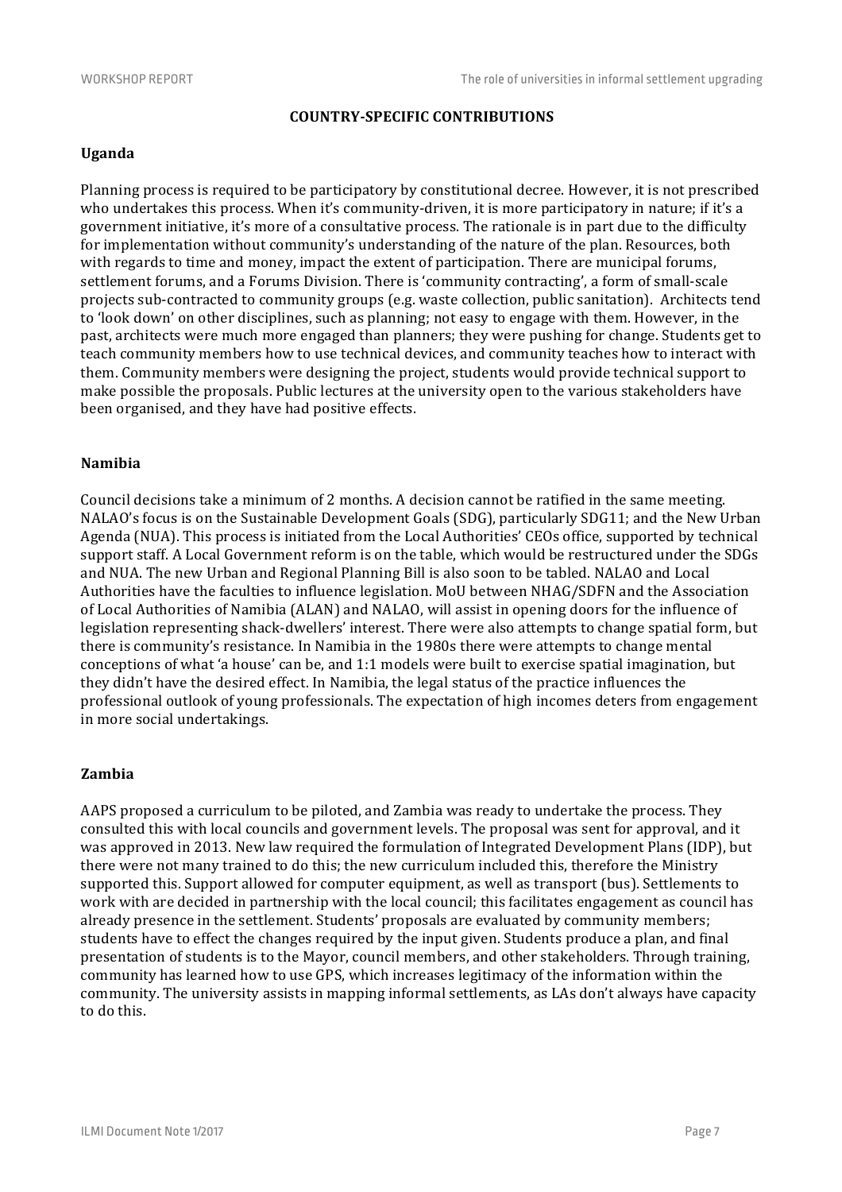## COUNTRY-SPECIFIC CONTRIBUTIONS

### Uganda

Planning process is required to be participatory by constitutional decree. However, it is not prescribed who undertakes this process. When it's community-driven, it is more participatory in nature; if it's a government initiative, it's more of a consultative process. The rationale is in part due to the difficulty for implementation without community's understanding of the nature of the plan. Resources, both with regards to time and money, impact the extent of participation. There are municipal forums, settlement forums, and a Forums Division. There is 'community contracting', a form of small-scale projects sub-contracted to community groups (e.g. waste collection, public sanitation). Architects tend to 'look down' on other disciplines, such as planning; not easy to engage with them. However, in the past, architects were much more engaged than planners; they were pushing for change. Students get to teach community members how to use technical devices, and community teaches how to interact with them. Community members were designing the project, students would provide technical support to make possible the proposals. Public lectures at the university open to the various stakeholders have been organised, and they have had positive effects.

### Namibia

Council decisions take a minimum of 2 months. A decision cannot be ratified in the same meeting. NALAO's focus is on the Sustainable Development Goals (SDG), particularly SDG11; and the New Urban Agenda (NUA). This process is initiated from the Local Authorities' CEOs office, supported by technical support staff. A Local Government reform is on the table, which would be restructured under the SDGs and NUA. The new Urban and Regional Planning Bill is also soon to be tabled. NALAO and Local Authorities have the faculties to influence legislation. MoU between NHAG/SDFN and the Association of Local Authorities of Namibia (ALAN) and NALAO, will assist in opening doors for the influence of legislation representing shack-dwellers' interest. There were also attempts to change spatial form, but there is community's resistance. In Namibia in the 1980s there were attempts to change mental conceptions of what 'a house' can be, and 1:1 models were built to exercise spatial imagination, but they didn't have the desired effect. In Namibia, the legal status of the practice influences the professional outlook of young professionals. The expectation of high incomes deters from engagement in more social undertakings.

### Zambia

AAPS proposed a curriculum to be piloted, and Zambia was ready to undertake the process. They consulted this with local councils and government levels. The proposal was sent for approval, and it was approved in 2013. New law required the formulation of Integrated Development Plans (IDP), but there were not many trained to do this; the new curriculum included this, therefore the Ministry supported this. Support allowed for computer equipment, as well as transport (bus). Settlements to work with are decided in partnership with the local council; this facilitates engagement as council has already presence in the settlement. Students' proposals are evaluated by community members; students have to effect the changes required by the input given. Students produce a plan, and final presentation of students is to the Mayor, council members, and other stakeholders. Through training, community has learned how to use GPS, which increases legitimacy of the information within the community. The university assists in mapping informal settlements, as LAs don't always have capacity to do this.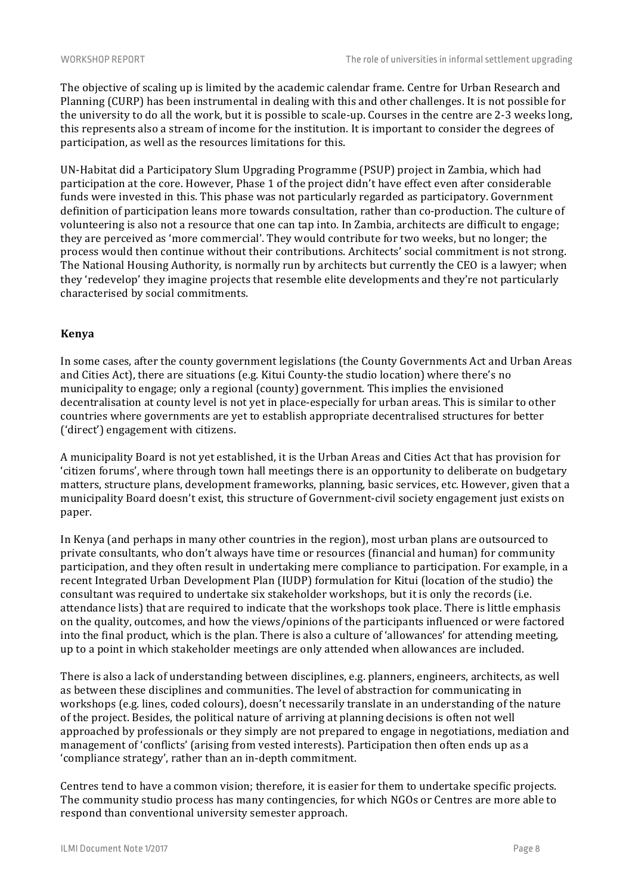The objective of scaling up is limited by the academic calendar frame. Centre for Urban Research and Planning (CURP) has been instrumental in dealing with this and other challenges. It is not possible for the university to do all the work, but it is possible to scale-up. Courses in the centre are 2-3 weeks long, this represents also a stream of income for the institution. It is important to consider the degrees of participation, as well as the resources limitations for this.

UN-Habitat did a Participatory Slum Upgrading Programme (PSUP) project in Zambia, which had participation at the core. However, Phase 1 of the project didn't have effect even after considerable funds were invested in this. This phase was not particularly regarded as participatory. Government definition of participation leans more towards consultation, rather than co-production. The culture of volunteering is also not a resource that one can tap into. In Zambia, architects are difficult to engage; they are perceived as 'more commercial'. They would contribute for two weeks, but no longer; the process would then continue without their contributions. Architects' social commitment is not strong. The National Housing Authority, is normally run by architects but currently the CEO is a lawyer; when they 'redevelop' they imagine projects that resemble elite developments and they're not particularly characterised by social commitments.

### Kenya

In some cases, after the county government legislations (the County Governments Act and Urban Areas and Cities Act), there are situations (e.g. Kitui County-the studio location) where there's no municipality to engage; only a regional (county) government. This implies the envisioned decentralisation at county level is not yet in place-especially for urban areas. This is similar to other countries where governments are yet to establish appropriate decentralised structures for better ('direct') engagement with citizens.

A municipality Board is not yet established, it is the Urban Areas and Cities Act that has provision for 'citizen forums', where through town hall meetings there is an opportunity to deliberate on budgetary matters, structure plans, development frameworks, planning, basic services, etc. However, given that a municipality Board doesn't exist, this structure of Government-civil society engagement just exists on paper.

In Kenya (and perhaps in many other countries in the region), most urban plans are outsourced to private consultants, who don't always have time or resources (financial and human) for community participation, and they often result in undertaking mere compliance to participation. For example, in a recent Integrated Urban Development Plan (IUDP) formulation for Kitui (location of the studio) the consultant was required to undertake six stakeholder workshops, but it is only the records (i.e. attendance lists) that are required to indicate that the workshops took place. There is little emphasis on the quality, outcomes, and how the views/opinions of the participants influenced or were factored into the final product, which is the plan. There is also a culture of 'allowances' for attending meeting, up to a point in which stakeholder meetings are only attended when allowances are included.

There is also a lack of understanding between disciplines, e.g. planners, engineers, architects, as well as between these disciplines and communities. The level of abstraction for communicating in workshops (e.g. lines, coded colours), doesn't necessarily translate in an understanding of the nature of the project. Besides, the political nature of arriving at planning decisions is often not well approached by professionals or they simply are not prepared to engage in negotiations, mediation and management of 'conflicts' (arising from vested interests). Participation then often ends up as a 'compliance strategy', rather than an in-depth commitment.

Centres tend to have a common vision; therefore, it is easier for them to undertake specific projects. The community studio process has many contingencies, for which NGOs or Centres are more able to respond than conventional university semester approach.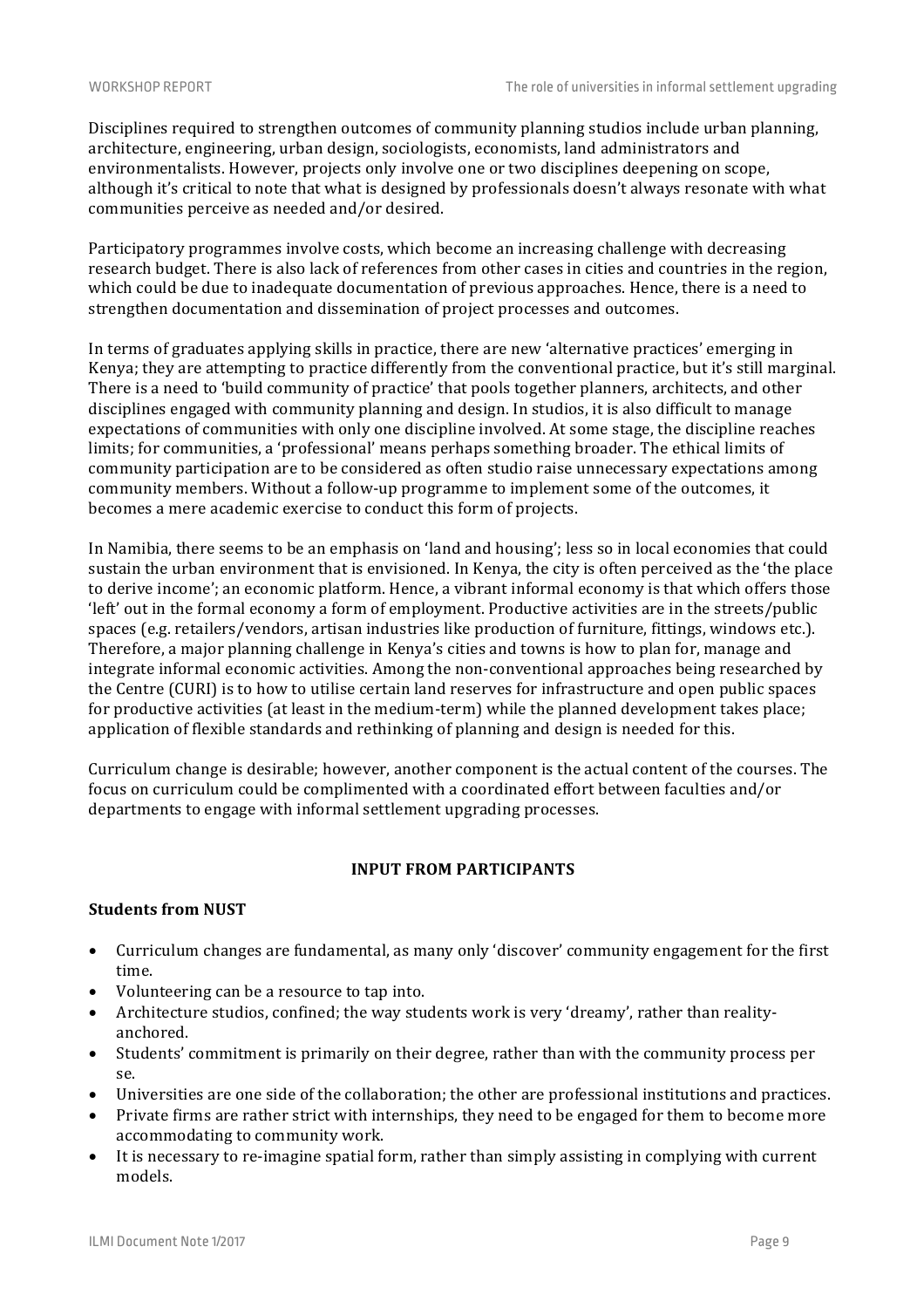Disciplines required to strengthen outcomes of community planning studios include urban planning, architecture, engineering, urban design, sociologists, economists, land administrators and environmentalists. However, projects only involve one or two disciplines deepening on scope, although it's critical to note that what is designed by professionals doesn't always resonate with what communities perceive as needed and/or desired.

Participatory programmes involve costs, which become an increasing challenge with decreasing research budget. There is also lack of references from other cases in cities and countries in the region, which could be due to inadequate documentation of previous approaches. Hence, there is a need to strengthen documentation and dissemination of project processes and outcomes.

In terms of graduates applying skills in practice, there are new 'alternative practices' emerging in Kenya; they are attempting to practice differently from the conventional practice, but it's still marginal. There is a need to 'build community of practice' that pools together planners, architects, and other disciplines engaged with community planning and design. In studios, it is also difficult to manage expectations of communities with only one discipline involved. At some stage, the discipline reaches limits; for communities, a 'professional' means perhaps something broader. The ethical limits of community participation are to be considered as often studio raise unnecessary expectations among community members. Without a follow-up programme to implement some of the outcomes, it becomes a mere academic exercise to conduct this form of projects.

In Namibia, there seems to be an emphasis on 'land and housing'; less so in local economies that could sustain the urban environment that is envisioned. In Kenya, the city is often perceived as the 'the place to derive income'; an economic platform. Hence, a vibrant informal economy is that which offers those 'left' out in the formal economy a form of employment. Productive activities are in the streets/public spaces (e.g. retailers/vendors, artisan industries like production of furniture, fittings, windows etc.). Therefore, a major planning challenge in Kenya's cities and towns is how to plan for, manage and integrate informal economic activities. Among the non-conventional approaches being researched by the Centre (CURI) is to how to utilise certain land reserves for infrastructure and open public spaces for productive activities (at least in the medium-term) while the planned development takes place; application of flexible standards and rethinking of planning and design is needed for this.

Curriculum change is desirable; however, another component is the actual content of the courses. The focus on curriculum could be complimented with a coordinated effort between faculties and/or departments to engage with informal settlement upgrading processes.

## INPUT FROM PARTICIPANTS

### Students from NUST

- Curriculum changes are fundamental, as many only 'discover' community engagement for the first time.
- Volunteering can be a resource to tap into.
- Architecture studios, confined; the way students work is very 'dreamy', rather than reality-anchored.
- Students' commitment is primarily on their degree, rather than with the community process per se.
- Universities are one side of the collaboration; the other are professional institutions and practices.
- Private firms are rather strict with internships, they need to be engaged for them to become more accommodating to community work.
- It is necessary to re-imagine spatial form, rather than simply assisting in complying with current models.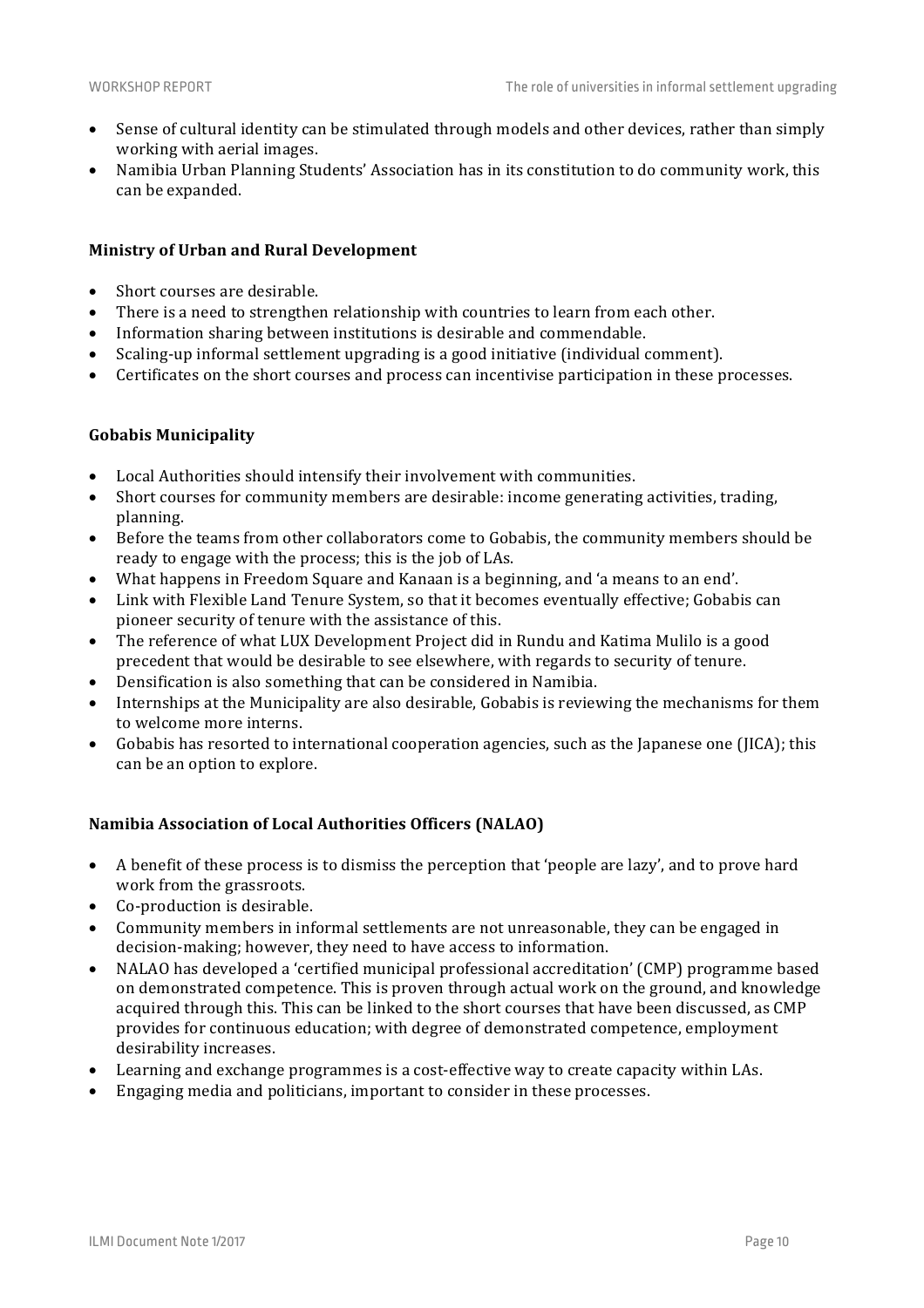- Sense of cultural identity can be stimulated through models and other devices, rather than simply working with aerial images.
- Namibia Urban Planning Students' Association has in its constitution to do community work, this can be expanded.

**Ministry of Urban and Rural Development**

- Short courses are desirable.
- There is a need to strengthen relationship with countries to learn from each other.
- Information sharing between institutions is desirable and commendable.
- Scaling-up informal settlement upgrading is a good initiative (individual comment).
- Certificates on the short courses and process can incentivise participation in these processes.

**Gobabis Municipality**

- Local Authorities should intensify their involvement with communities.
- Short courses for community members are desirable: income generating activities, trading, planning.
- Before the teams from other collaborators come to Gobabis, the community members should be ready to engage with the process; this is the job of LAs.
- What happens in Freedom Square and Kanaan is a beginning, and 'a means to an end'.
- Link with Flexible Land Tenure System, so that it becomes eventually effective; Gobabis can pioneer security of tenure with the assistance of this.
- The reference of what LUX Development Project did in Rundu and Katima Mulilo is a good precedent that would be desirable to see elsewhere, with regards to security of tenure.
- Densification is also something that can be considered in Namibia.
- Internships at the Municipality are also desirable, Gobabis is reviewing the mechanisms for them to welcome more interns.
- Gobabis has resorted to international cooperation agencies, such as the Japanese one (JICA); this can be an option to explore.

**Namibia Association of Local Authorities Officers (NALAO)**

- A benefit of these process is to dismiss the perception that 'people are lazy', and to prove hard work from the grassroots.
- Co-production is desirable.
- Community members in informal settlements are not unreasonable, they can be engaged in decision-making; however, they need to have access to information.
- NALAO has developed a 'certified municipal professional accreditation' (CMP) programme based on demonstrated competence. This is proven through actual work on the ground, and knowledge acquired through this. This can be linked to the short courses that have been discussed, as CMP provides for continuous education; with degree of demonstrated competence, employment desirability increases.
- Learning and exchange programmes is a cost-effective way to create capacity within LAs.
- Engaging media and politicians, important to consider in these processes.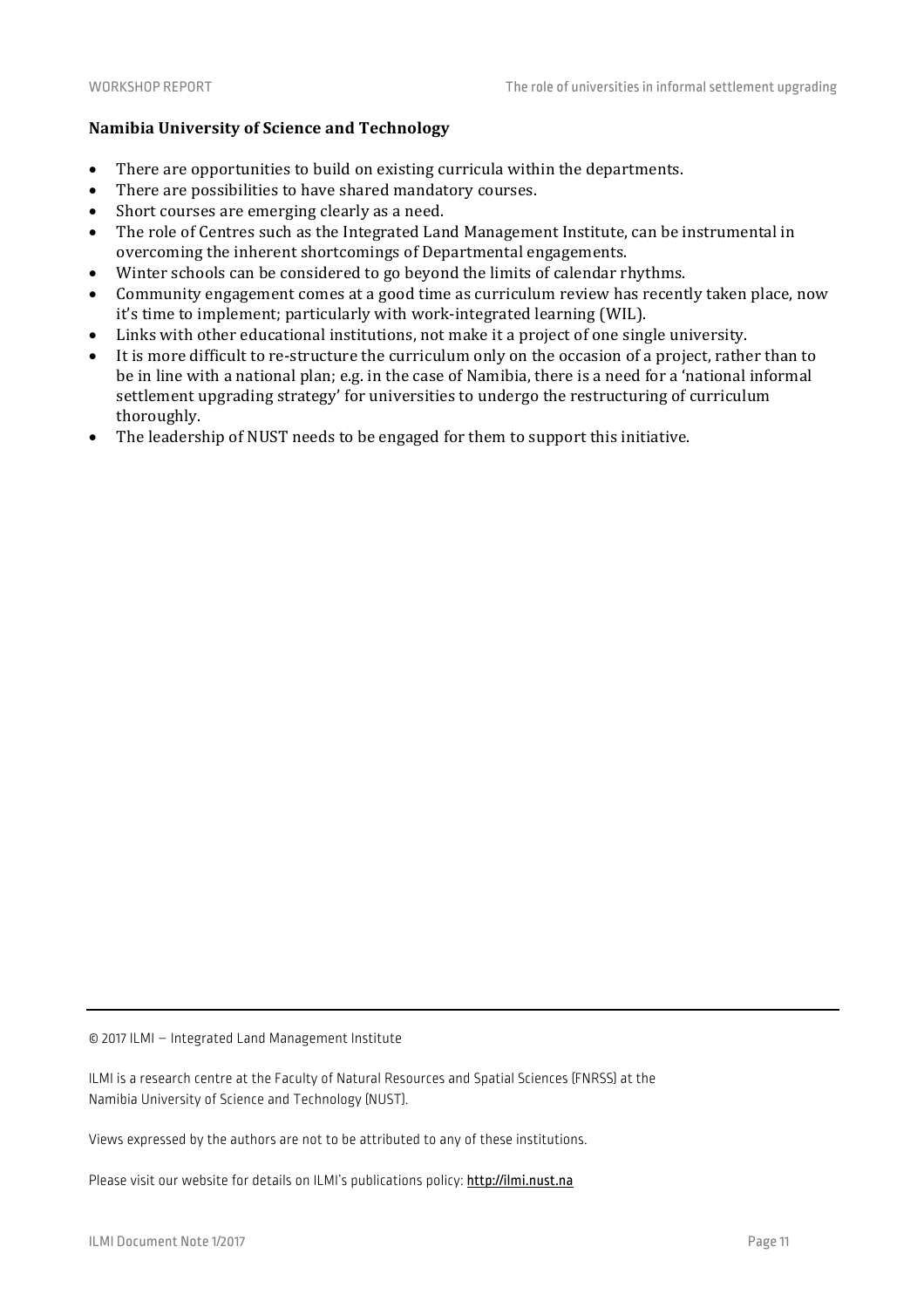**Namibia University of Science and Technology**

- There are opportunities to build on existing curricula within the departments.
- There are possibilities to have shared mandatory courses.
- Short courses are emerging clearly as a need.
- The role of Centres such as the Integrated Land Management Institute, can be instrumental in overcoming the inherent shortcomings of Departmental engagements.
- Winter schools can be considered to go beyond the limits of calendar rhythms.
- Community engagement comes at a good time as curriculum review has recently taken place, now it's time to implement; particularly with work-integrated learning (WIL).
- Links with other educational institutions, not make it a project of one single university.
- It is more difficult to re-structure the curriculum only on the occasion of a project, rather than to be in line with a national plan; e.g. in the case of Namibia, there is a need for a 'national informal settlement upgrading strategy' for universities to undergo the restructuring of curriculum thoroughly.
- The leadership of NUST needs to be engaged for them to support this initiative.

---

© 2017 ILMI – Integrated Land Management Institute

ILMI is a research centre at the Faculty of Natural Resources and Spatial Sciences (FNRSS) at the Namibia University of Science and Technology (NUST).

Views expressed by the authors are not to be attributed to any of these institutions.

Please visit our website for details on ILMI's publications policy: http://ilmi.nust.na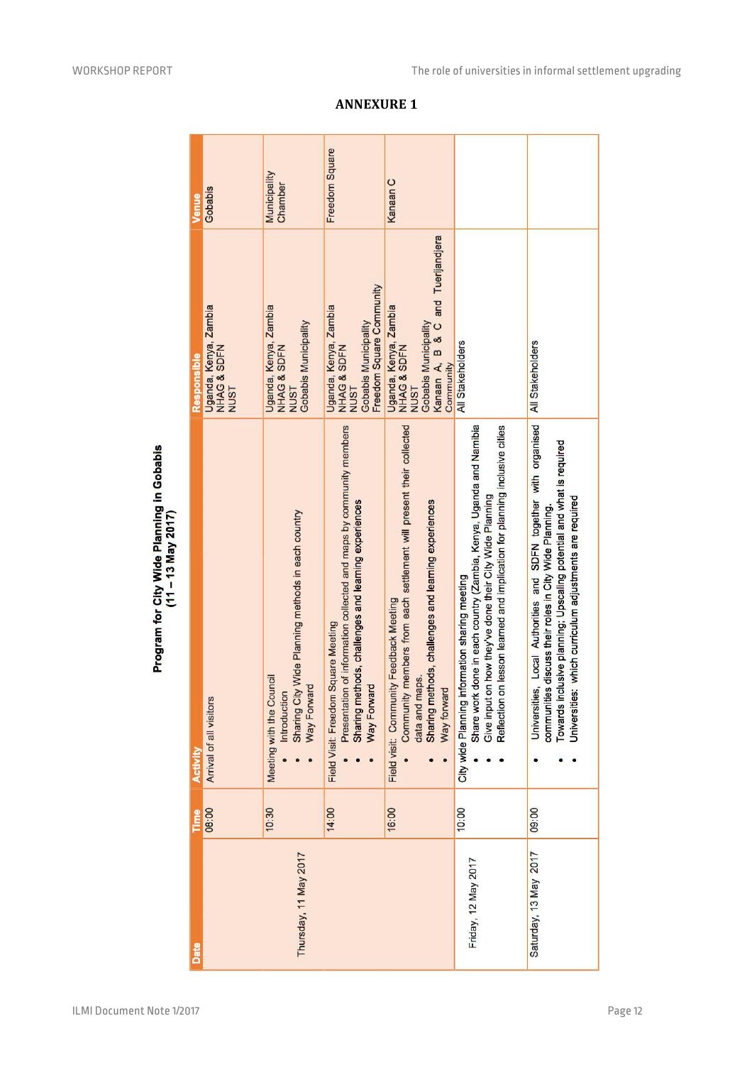# ANNEXURE 1

**Program for City Wide Planning in Gobabis (11 – 13 May 2017)**

| Date | Time | Activity | Responsible | Venue |
|---|---|---|---|---|
| | 08:00 | Arrival of all visitors | Uganda, Kenya, Zambia<br>NHAG & SDFN<br>NUST | Gobabis |
| Thursday, 11 May 2017 | 10:30 | Meeting with the Council<br>• Introduction<br>• Sharing City Wide Planning methods in each country<br>• Way Forward | Uganda, Kenya, Zambia<br>NHAG & SDFN<br>NUST<br>Gobabis Municipality | Municipality Chamber |
| | 14:00 | Field Visit: Freedom Square Meeting<br>• Presentation of information collected and maps by community members<br>• Sharing methods, challenges and learning experiences<br>• Way Forward | Uganda, Kenya, Zambia<br>NHAG & SDFN<br>NUST<br>Gobabis Municipality<br>Freedom Square Community | Freedom Square |
| | 16:00 | Field visit: Community Feedback Meeting<br>• Community members from each settlement will present their collected data and maps.<br>• Sharing methods, challenges and learning experiences<br>• Way forward | Uganda, Kenya, Zambia<br>NHAG & SDFN<br>NUST<br>Gobabis Municipality<br>Kanaan A, B & C and Tuerijandjera Community | Kanaan C |
| Friday, 12 May 2017 | 10:00 | City wide Planning information sharing meeting<br>• Share work done in each country (Zambia, Kenya, Uganda and Namibia<br>• Give input on how they've done their City Wide Planning<br>• Reflection on lesson learned and implication for planning inclusive cities | All Stakeholders | |
| Saturday, 13 May 2017 | 09:00 | • Universities, Local Authorities and SDFN together with organised communities discuss their roles in City Wide Planning.<br>• Towards inclusive planning; Upscaling potential and what is required<br>• Universities: which curriculum adjustments are required | All Stakeholders | |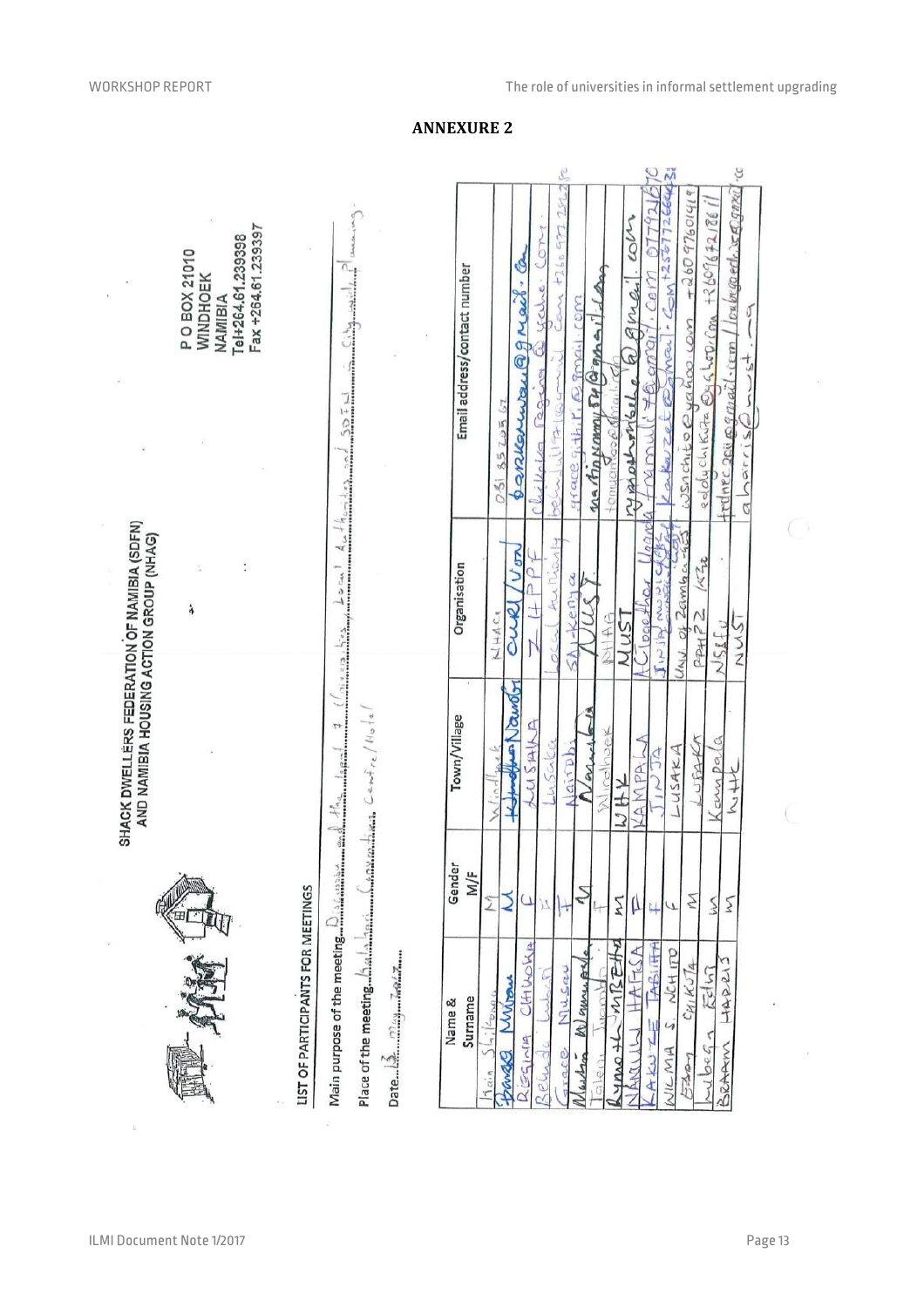## ANNEXURE 2

SHACK DWELLERS FEDERATION OF NAMIBIA (SDFN)
AND NAMIBIA HOUSING ACTION GROUP (NHAG)

P O BOX 21010
WINDHOEK
NAMIBIA
Tel+264.61.239398
Fax +264.61.239397

LIST OF PARTICIPANTS FOR MEETINGS

Main purpose of the meeting: Discussion and the local & Universities, Local Authorities and SDFN ... City wide planning

Place of the meeting: Hotel ... Convention Centre/Hotel

Date: 13 May 2017

| Name & Surname | Gender M/F | Town/Village | Organisation | Email address/contact number |
|---|---|---|---|---|
| Heinrich Shikongo | M | Windhoek | NHAG | 081 3520567 |
| Banda Mutau | M | Lilongwe/Ndola | CURI/UON | bandamutau@gmail.com |
| REGINA CHILUOKA | F | LUSAKA | Z HPPF | chiluoka.regina@yahoo.com |
| Belinda Lubinda | F | Lusaka | Local Authority | belindalubinda@gmail.com +260972... |
| Grace Musau | F | Nairobi | SDI-Kenya | gracegathii@gmail.com |
| Martin Namupala | M | Namibia | NUST | martinnamupala@gmail.com |
| Taleni Tumanjeni | F | Windhoek | NHAG | tomujenose@gmail.com |
| Raymond MBEHA | M | WHK | NUST | rymondmbeha@gmail.com |
| NANKUNDA HAFSA | F | KAMPALA | ACToGether Uganda | nankundahafsa@gmail.com 0779216... |
| KAKUZE TABITHA | F | JINJA | Jinja municipal council | kakuzet@gmail.com +256772... |
| WILMA S. NCHITO | F | LUSAKA | Univ of Zambia | wsnchito@yahoo.com +260976014... |
| Eddy CHIKUTA | M | LUSAKA | PPHPZ | eddychikuta@... +260976... |
| Kibega Edith | M | Kampala | NSSF | ...@gmail.com |
| BRAAM HARRIS | M | WHK | NUST | aharris@nust.na |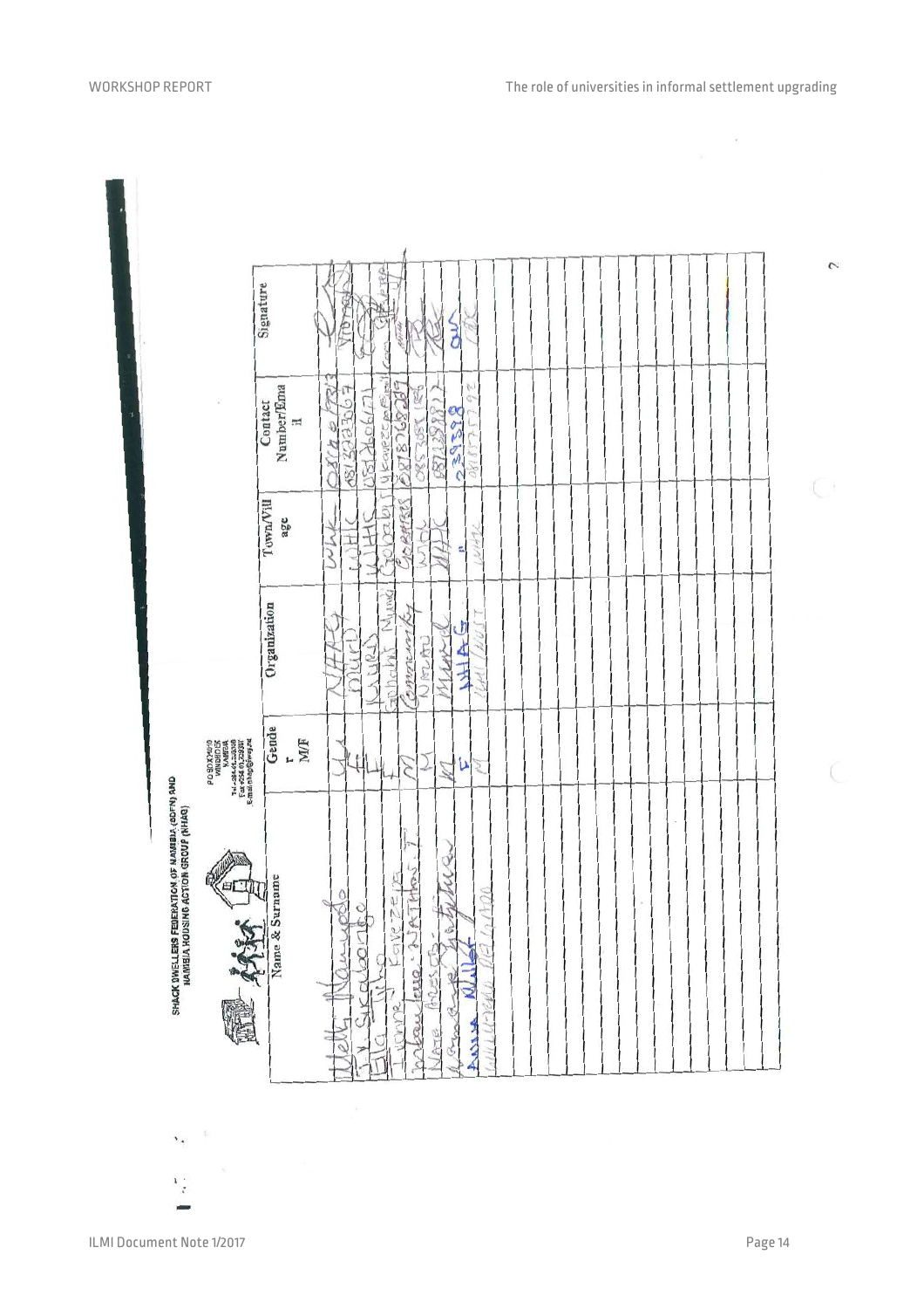SHACK DWELLERS FEDERATION OF NAMIBIA (SDFN) AND NAMIBIA HOUSING ACTION GROUP (NHAG)

PO BOX 21010
WINDHOEK
NAMIBIA
Tel +264 61 239398
Fax +264 61 239397
E-mail nhag@iway.na

| Name & Surname | Gender M/F | Organization | Town/Village | Contact Number/Email | Signature |
|---|---|---|---|---|---|
| Heli Nanyolo | F | NHAG | WHK | 0814e173 | |
| J. V. Sikabongo | F | MURD | WHK | 0812333367 | |
| Ella Iyambo | F | MURD | WHK | 0812306471 | |
| Hianne Kavezeua | M | Gobabis Municipality | Gobabis | ykavezeua@... 0818060289 | |
| Mbaukua Jacobs T | M | Community | Gobabis | 0853051150 | |
| Nore Aorers Gobabis | M | Municipal | WHK | 0813828817 | |
| Aina Nathinue | F | | " | 239398 | |
| Anna Muller | F | NHAG | WHK | 0818517592 | |
| | | | | | |
| | | | | | |
| | | | | | |
| | | | | | |
| | | | | | |
| | | | | | |
| | | | | | |
| | | | | | |
| | | | | | |
| | | | | | |
| | | | | | |
| | | | | | |
| | | | | | |
| | | | | | |
| | | | | | |
| | | | | | |